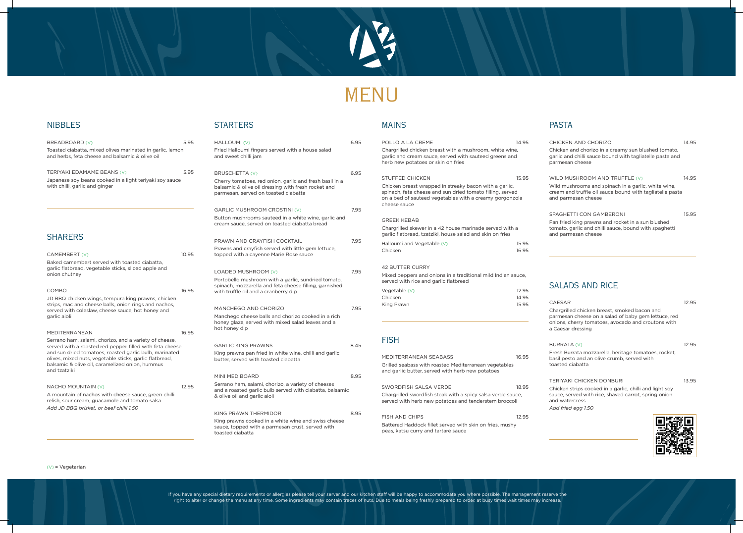# MENU

## NIBBLES

**BREADBOARD** (V) — 5.95

Toasted ciabatta, mixed olives marinated in garlic, lemon and herbs, feta cheese and balsamic & olive oil

**TERIYAKI EDAMAME BEANS** (V) — 5.95

Japanese soy beans cooked in a light teriyaki soy sauce with chilli, garlic and ginger

## SHARERS

**CAMEMBERT** (V) — 10.95

Baked camembert served with toasted ciabatta, garlic flatbread, vegetable sticks, sliced apple and onion chutney

**COMBO** — 16.95

JD BBQ chicken wings, tempura king prawns, chicken strips, mac and cheese balls, onion rings and nachos, served with coleslaw, cheese sauce, hot honey and garlic aioli

**MEDITERRANEAN** — 16.95

Serrano ham, salami, chorizo, and a variety of cheese, served with a roasted red pepper filled with feta cheese and sun dried tomatoes, roasted garlic bulb, marinated olives, mixed nuts, vegetable sticks, garlic flatbread, balsamic & olive oil, caramelized onion, hummus and tzatziki

**NACHO MOUNTAIN** (V) — 12.95

A mountain of nachos with cheese sauce, green chilli relish, sour cream, guacamole and tomato salsa

*Add JD BBQ brisket, or beef chilli 1.50*

## STARTERS

**HALLOUMI** (V) — 6.95

Fried Halloumi fingers served with a house salad and sweet chilli jam

**BRUSCHETTA** (V) — 6.95

Cherry tomatoes, red onion, garlic and fresh basil in a balsamic & olive oil dressing with fresh rocket and parmesan, served on toasted ciabatta

**GARLIC MUSHROOM CROSTINI** (V) — 7.95

Button mushrooms sauteed in a white wine, garlic and cream sauce, served on toasted ciabatta bread

**PRAWN AND CRAYFISH COCKTAIL** — 7.95

Prawns and crayfish served with little gem lettuce, topped with a cayenne Marie Rose sauce

**LOADED MUSHROOM** (V) — 7.95

Portobello mushroom with a garlic, sundried tomato, spinach, mozzarella and feta cheese filling, garnished with truffle oil and a cranberry dip

**MANCHEGO AND CHORIZO** — 7.95

Manchego cheese balls and chorizo cooked in a rich honey glaze, served with mixed salad leaves and a hot honey dip

**GARLIC KING PRAWNS** — 8.45

King prawns pan fried in white wine, chilli and garlic butter, served with toasted ciabatta

**MINI MED BOARD** — 8.95

Serrano ham, salami, chorizo, a variety of cheeses and a roasted garlic bulb served with ciabatta, balsamic & olive oil and garlic aioli

**KING PRAWN THERMIDOR** — 8.95

King prawns cooked in a white wine and swiss cheese sauce, topped with a parmesan crust, served with toasted ciabatta

## MAINS

**POLLO A LA CREME** — 14.95

Chargrilled chicken breast with a mushroom, white wine, garlic and cream sauce, served with sauteed greens and herb new potatoes or skin on fries

**STUFFED CHICKEN** — 15.95

Chicken breast wrapped in streaky bacon with a garlic, spinach, feta cheese and sun dried tomato filling, served on a bed of sauteed vegetables with a creamy gorgonzola cheese sauce

**GREEK KEBAB**

Chargrilled skewer in a 42 house marinade served with a garlic flatbread, tzatziki, house salad and skin on fries

| | |
|---|---|
| Halloumi and Vegetable (V) | 15.95 |
| Chicken | 16.95 |

**42 BUTTER CURRY**

Mixed peppers and onions in a traditional mild Indian sauce, served with rice and garlic flatbread

| | |
|---|---|
| Vegetable (V) | 12.95 |
| Chicken | 14.95 |
| King Prawn | 15.95 |

## FISH

**MEDITERRANEAN SEABASS** — 16.95

Grilled seabass with roasted Mediterranean vegetables and garlic butter, served with herb new potatoes

**SWORDFISH SALSA VERDE** — 18.95

Chargrilled swordfish steak with a spicy salsa verde sauce, served with herb new potatoes and tenderstem broccoli

**FISH AND CHIPS** — 12.95

Battered Haddock fillet served with skin on fries, mushy peas, katsu curry and tartare sauce

## PASTA

**CHICKEN AND CHORIZO** — 14.95

Chicken and chorizo in a creamy sun blushed tomato, garlic and chilli sauce bound with tagliatelle pasta and parmesan cheese

**WILD MUSHROOM AND TRUFFLE** (V) — 14.95

Wild mushrooms and spinach in a garlic, white wine, cream and truffle oil sauce bound with tagliatelle pasta and parmesan cheese

**SPAGHETTI CON GAMBERONI** — 15.95

Pan fried king prawns and rocket in a sun blushed tomato, garlic and chilli sauce, bound with spaghetti and parmesan cheese

## SALADS AND RICE

**CAESAR** — 12.95

Chargrilled chicken breast, smoked bacon and parmesan cheese on a salad of baby gem lettuce, red onions, cherry tomatoes, avocado and croutons with a Caesar dressing

**BURRATA** (V) — 12.95

Fresh Burrata mozzarella, heritage tomatoes, rocket, basil pesto and an olive crumb, served with toasted ciabatta

**TERIYAKI CHICKEN DONBURI** — 13.95

Chicken strips cooked in a garlic, chilli and light soy sauce, served with rice, shaved carrot, spring onion and watercress

*Add fried egg 1.50*

(V) = Vegetarian

If you have any special dietary requirements or allergies please tell your server and our kitchen staff will be happy to accommodate you where possible. The management reserve the right to alter or change the menu at any time. Some ingredients may contain traces of nuts. Due to meals being freshly prepared to order, at busy times wait times may increase.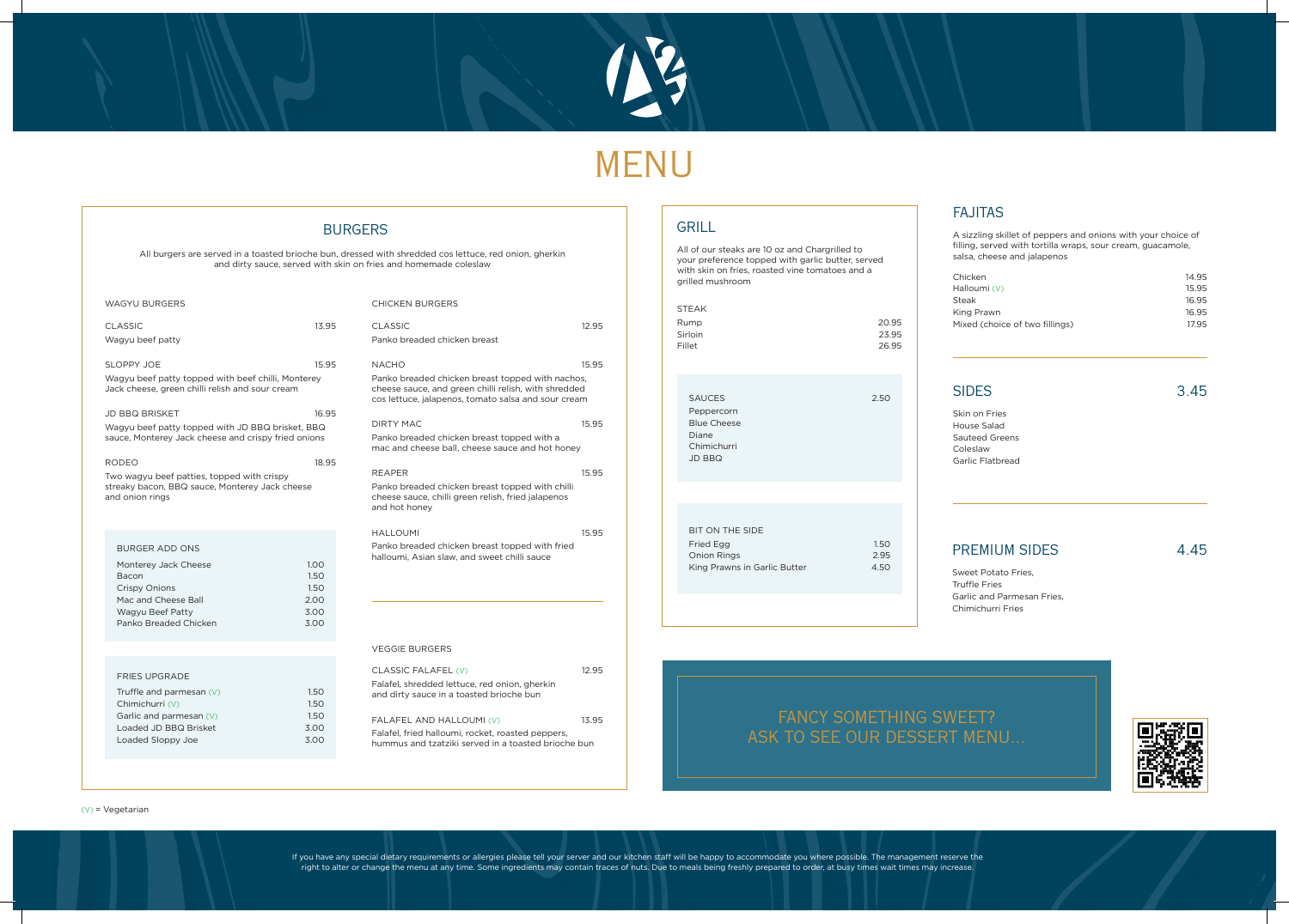# MENU

## BURGERS

All burgers are served in a toasted brioche bun, dressed with shredded cos lettuce, red onion, gherkin and dirty sauce, served with skin on fries and homemade coleslaw

### WAGYU BURGERS

**CLASSIC** 13.95
Wagyu beef patty

**SLOPPY JOE** 15.95
Wagyu beef patty topped with beef chilli, Monterey Jack cheese, green chilli relish and sour cream

**JD BBQ BRISKET** 16.95
Wagyu beef patty topped with JD BBQ brisket, BBQ sauce, Monterey Jack cheese and crispy fried onions

**RODEO** 18.95
Two wagyu beef patties, topped with crispy streaky bacon, BBQ sauce, Monterey Jack cheese and onion rings

### BURGER ADD ONS

| | |
|---|---|
| Monterey Jack Cheese | 1.00 |
| Bacon | 1.50 |
| Crispy Onions | 1.50 |
| Mac and Cheese Ball | 2.00 |
| Wagyu Beef Patty | 3.00 |
| Panko Breaded Chicken | 3.00 |

### FRIES UPGRADE

| | |
|---|---|
| Truffle and parmesan (V) | 1.50 |
| Chimichurri (V) | 1.50 |
| Garlic and parmesan (V) | 1.50 |
| Loaded JD BBQ Brisket | 3.00 |
| Loaded Sloppy Joe | 3.00 |

### CHICKEN BURGERS

**CLASSIC** 12.95
Panko breaded chicken breast

**NACHO** 15.95
Panko breaded chicken breast topped with nachos, cheese sauce, and green chilli relish, with shredded cos lettuce, jalapenos, tomato salsa and sour cream

**DIRTY MAC** 15.95
Panko breaded chicken breast topped with a mac and cheese ball, cheese sauce and hot honey

**REAPER** 15.95
Panko breaded chicken breast topped with chilli cheese sauce, chilli green relish, fried jalapenos and hot honey

**HALLOUMI** 15.95
Panko breaded chicken breast topped with fried halloumi, Asian slaw, and sweet chilli sauce

### VEGGIE BURGERS

**CLASSIC FALAFEL (V)** 12.95
Falafel, shredded lettuce, red onion, gherkin and dirty sauce in a toasted brioche bun

**FALAFEL AND HALLOUMI (V)** 13.95
Falafel, fried halloumi, rocket, roasted peppers, hummus and tzatziki served in a toasted brioche bun

## GRILL

All of our steaks are 10 oz and Chargrilled to your preference topped with garlic butter, served with skin on fries, roasted vine tomatoes and a grilled mushroom

### STEAK

| | |
|---|---|
| Rump | 20.95 |
| Sirloin | 23.95 |
| Fillet | 26.95 |

### SAUCES 2.50

Peppercorn
Blue Cheese
Diane
Chimichurri
JD BBQ

### BIT ON THE SIDE

| | |
|---|---|
| Fried Egg | 1.50 |
| Onion Rings | 2.95 |
| King Prawns in Garlic Butter | 4.50 |

## FAJITAS

A sizzling skillet of peppers and onions with your choice of filling, served with tortilla wraps, sour cream, guacamole, salsa, cheese and jalapenos

| | |
|---|---|
| Chicken | 14.95 |
| Halloumi (V) | 15.95 |
| Steak | 16.95 |
| King Prawn | 16.95 |
| Mixed (choice of two fillings) | 17.95 |

## SIDES 3.45

Skin on Fries
House Salad
Sauteed Greens
Coleslaw
Garlic Flatbread

## PREMIUM SIDES 4.45

Sweet Potato Fries,
Truffle Fries
Garlic and Parmesan Fries,
Chimichurri Fries

FANCY SOMETHING SWEET?
ASK TO SEE OUR DESSERT MENU...

(V) = Vegetarian

If you have any special dietary requirements or allergies please tell your server and our kitchen staff will be happy to accommodate you where possible. The management reserve the right to alter or change the menu at any time. Some ingredients may contain traces of nuts. Due to meals being freshly prepared to order, at busy times wait times may increase.